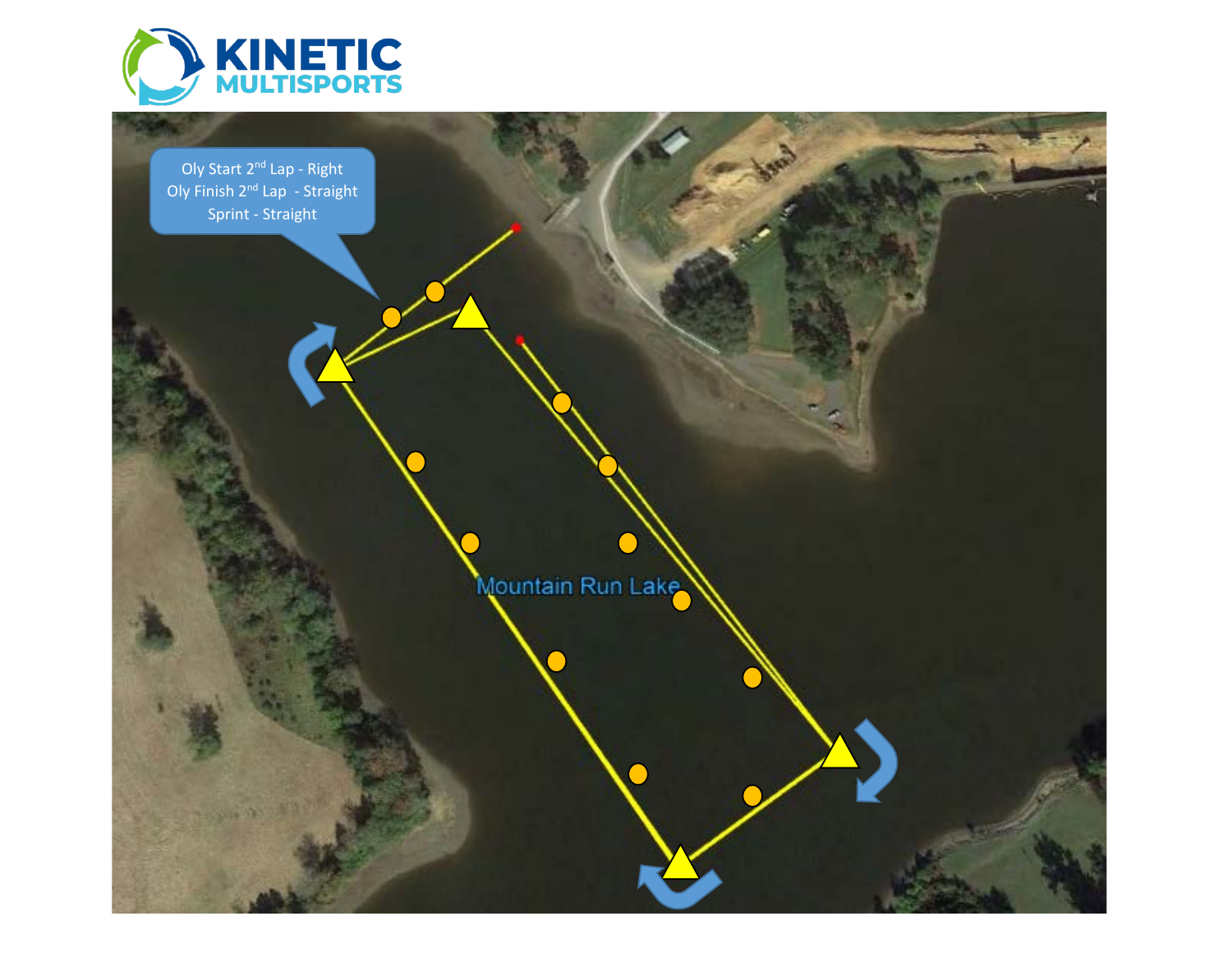KINETIC MULTISPORTS

Oly Start 2nd Lap - Right
Oly Finish 2nd Lap - Straight
Sprint - Straight

Mountain Run Lake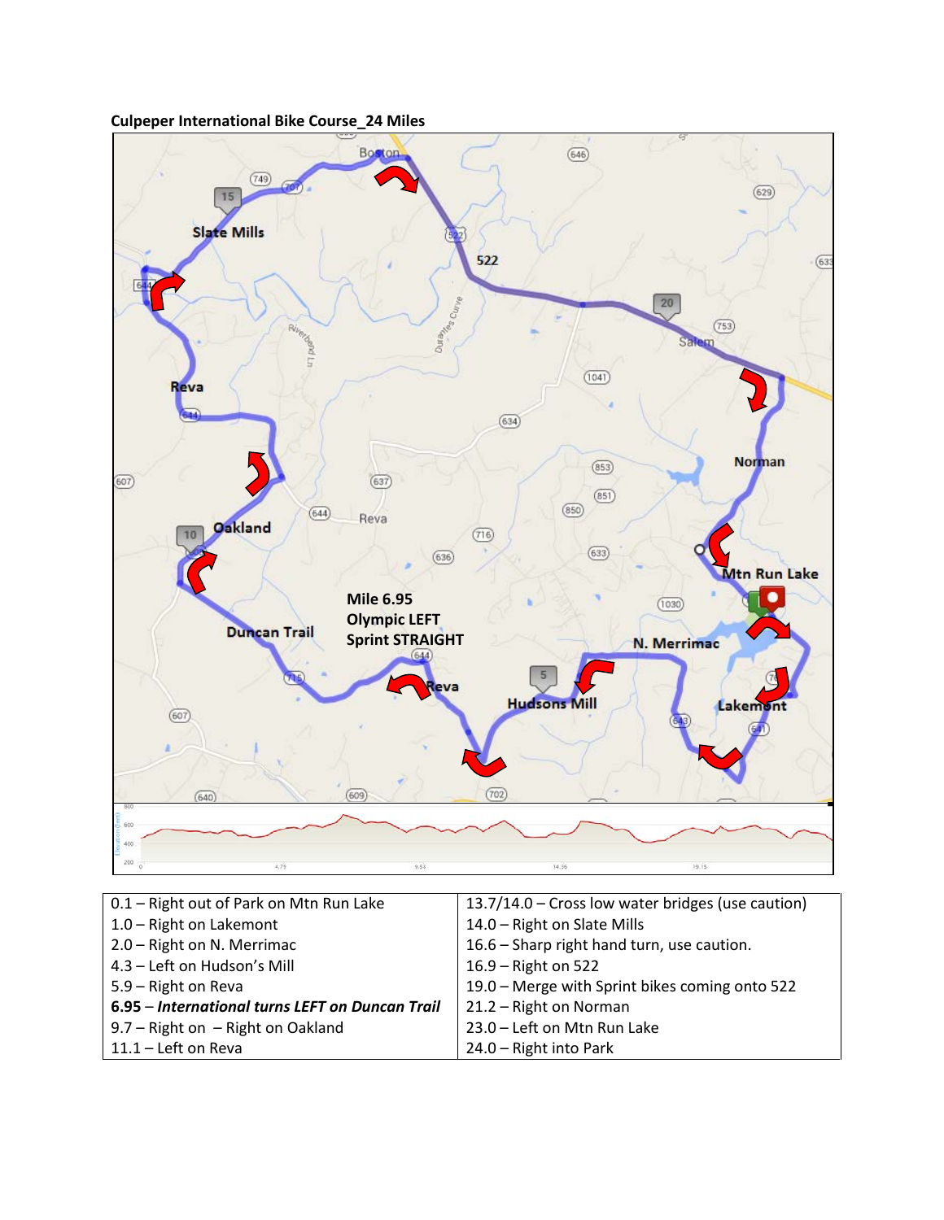**Culpeper International Bike Course_24 Miles**

| 0.1 – Right out of Park on Mtn Run Lake | 13.7/14.0 – Cross low water bridges (use caution) |
|---|---|
| 1.0 – Right on Lakemont | 14.0 – Right on Slate Mills |
| 2.0 – Right on N. Merrimac | 16.6 – Sharp right hand turn, use caution. |
| 4.3 – Left on Hudson's Mill | 16.9 – Right on 522 |
| 5.9 – Right on Reva | 19.0 – Merge with Sprint bikes coming onto 522 |
| **6.95** – ***International turns LEFT on Duncan Trail*** | 21.2 – Right on Norman |
| 9.7 – Right on – Right on Oakland | 23.0 – Left on Mtn Run Lake |
| 11.1 – Left on Reva | 24.0 – Right into Park |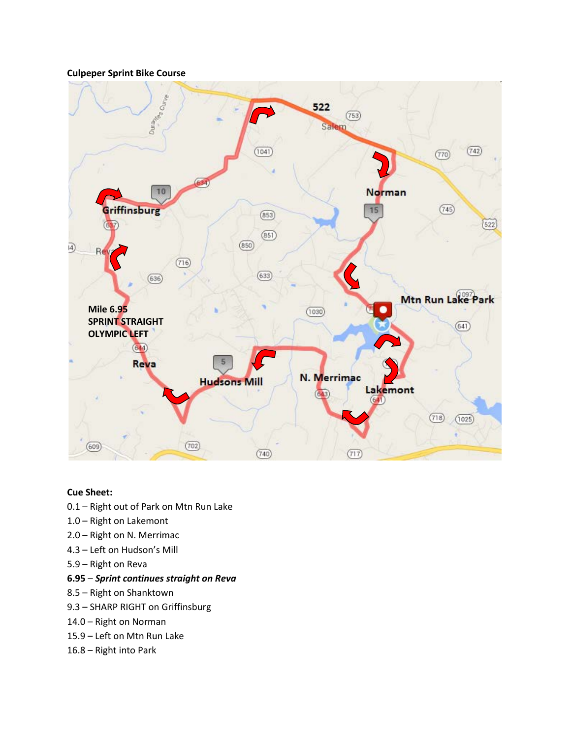**Culpeper Sprint Bike Course**

**Cue Sheet:**

0.1 – Right out of Park on Mtn Run Lake
1.0 – Right on Lakemont
2.0 – Right on N. Merrimac
4.3 – Left on Hudson's Mill
5.9 – Right on Reva
**6.95** – ***Sprint continues straight on Reva***
8.5 – Right on Shanktown
9.3 – SHARP RIGHT on Griffinsburg
14.0 – Right on Norman
15.9 – Left on Mtn Run Lake
16.8 – Right into Park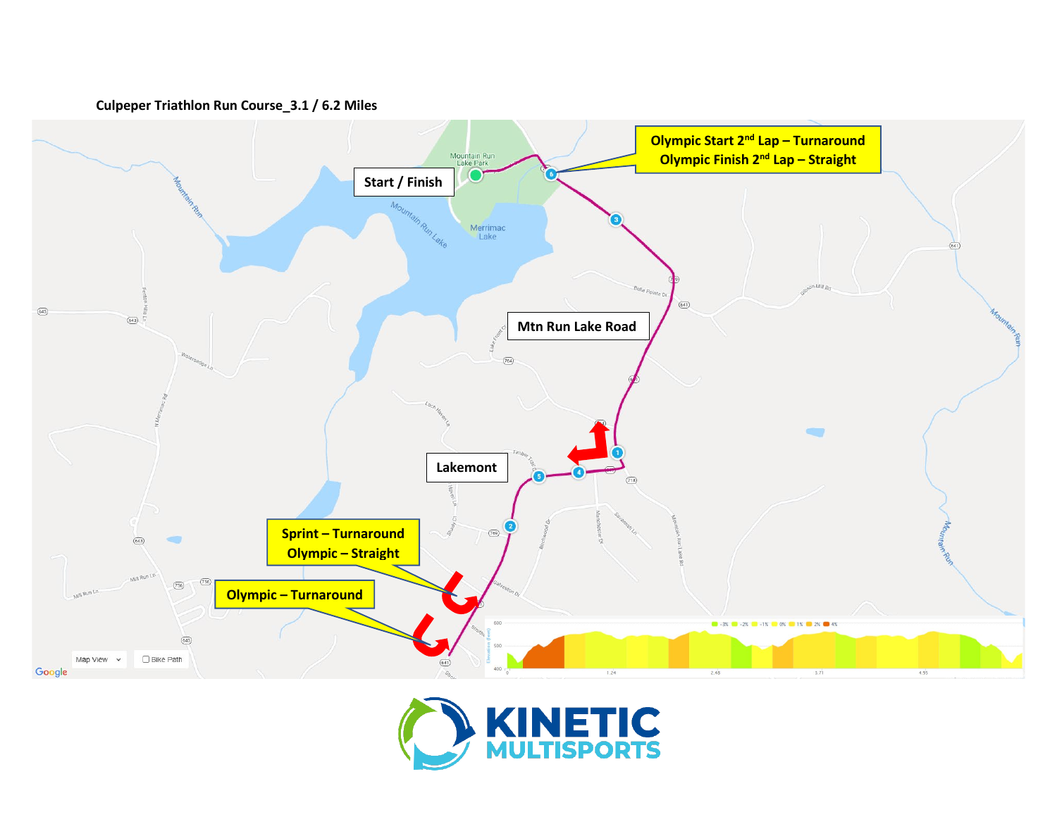## Culpeper Triathlon Run Course_3.1 / 6.2 Miles

Start / Finish

Olympic Start 2nd Lap – Turnaround
Olympic Finish 2nd Lap – Straight

Mtn Run Lake Road

Lakemont

Sprint – Turnaround
Olympic – Straight

Olympic – Turnaround

KINETIC MULTISPORTS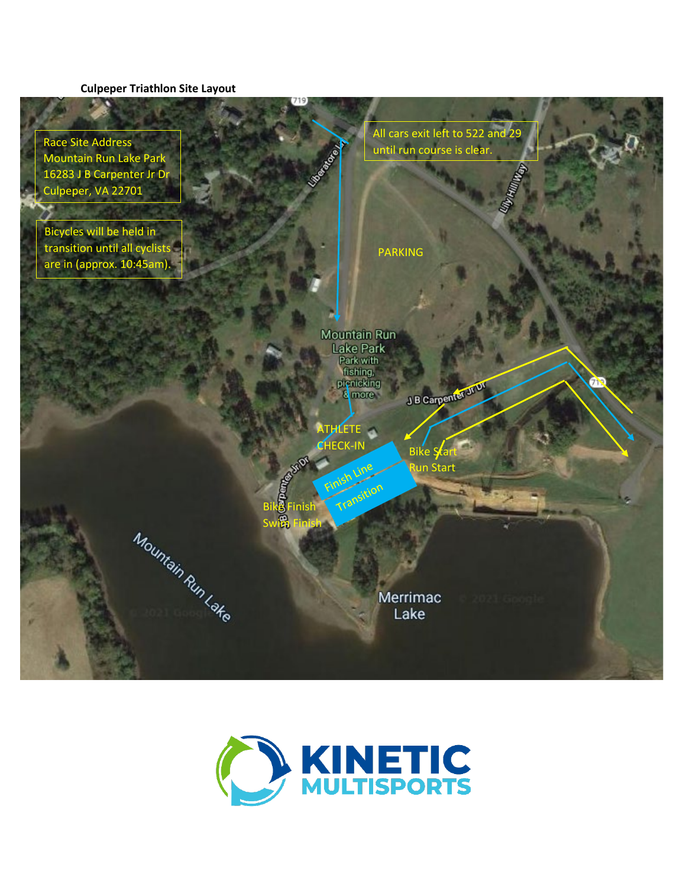**Culpeper Triathlon Site Layout**

Race Site Address
Mountain Run Lake Park
16283 J B Carpenter Jr Dr
Culpeper, VA 22701

Bicycles will be held in transition until all cyclists are in (approx. 10:45am).

All cars exit left to 522 and 29 until run course is clear.

PARKING

ATHLETE CHECK-IN

Finish Line

Transition

Bike Start
Run Start

Bike Finish
Swim Finish

Mountain Run Lake

Merrimac Lake

KINETIC MULTISPORTS